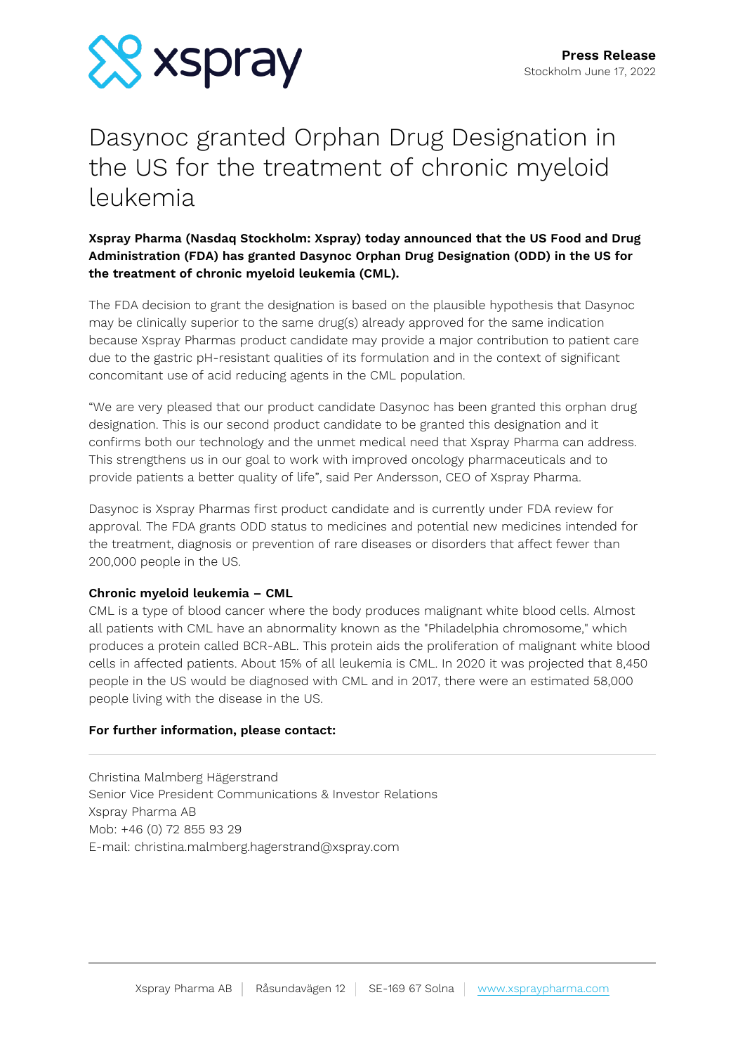**Press Release**
Stockholm June 17, 2022

# Dasynoc granted Orphan Drug Designation in the US for the treatment of chronic myeloid leukemia

**Xspray Pharma (Nasdaq Stockholm: Xspray) today announced that the US Food and Drug Administration (FDA) has granted Dasynoc Orphan Drug Designation (ODD) in the US for the treatment of chronic myeloid leukemia (CML).**

The FDA decision to grant the designation is based on the plausible hypothesis that Dasynoc may be clinically superior to the same drug(s) already approved for the same indication because Xspray Pharmas product candidate may provide a major contribution to patient care due to the gastric pH-resistant qualities of its formulation and in the context of significant concomitant use of acid reducing agents in the CML population.

"We are very pleased that our product candidate Dasynoc has been granted this orphan drug designation. This is our second product candidate to be granted this designation and it confirms both our technology and the unmet medical need that Xspray Pharma can address. This strengthens us in our goal to work with improved oncology pharmaceuticals and to provide patients a better quality of life", said Per Andersson, CEO of Xspray Pharma.

Dasynoc is Xspray Pharmas first product candidate and is currently under FDA review for approval. The FDA grants ODD status to medicines and potential new medicines intended for the treatment, diagnosis or prevention of rare diseases or disorders that affect fewer than 200,000 people in the US.

**Chronic myeloid leukemia – CML**
CML is a type of blood cancer where the body produces malignant white blood cells. Almost all patients with CML have an abnormality known as the "Philadelphia chromosome," which produces a protein called BCR-ABL. This protein aids the proliferation of malignant white blood cells in affected patients. About 15% of all leukemia is CML. In 2020 it was projected that 8,450 people in the US would be diagnosed with CML and in 2017, there were an estimated 58,000 people living with the disease in the US.

**For further information, please contact:**

---

Christina Malmberg Hägerstrand
Senior Vice President Communications & Investor Relations
Xspray Pharma AB
Mob: +46 (0) 72 855 93 29
E-mail: christina.malmberg.hagerstrand@xspray.com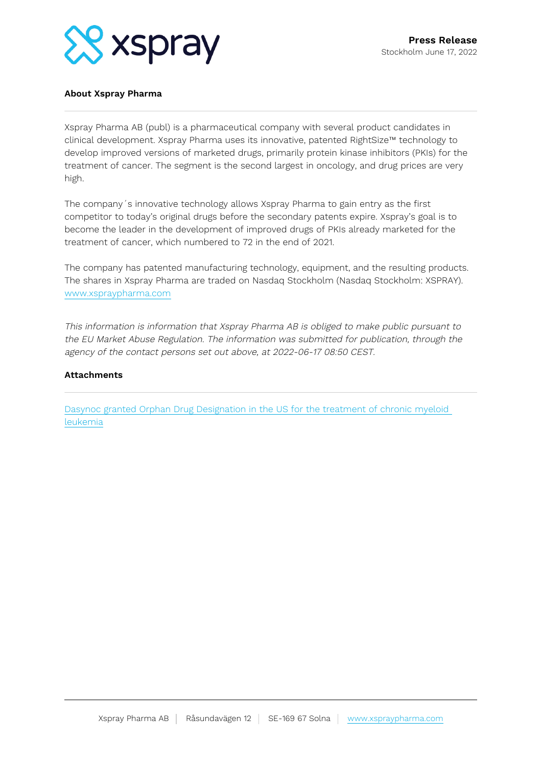### About Xspray Pharma

Xspray Pharma AB (publ) is a pharmaceutical company with several product candidates in clinical development. Xspray Pharma uses its innovative, patented RightSize™ technology to develop improved versions of marketed drugs, primarily protein kinase inhibitors (PKIs) for the treatment of cancer. The segment is the second largest in oncology, and drug prices are very high.

The company´s innovative technology allows Xspray Pharma to gain entry as the first competitor to today's original drugs before the secondary patents expire. Xspray's goal is to become the leader in the development of improved drugs of PKIs already marketed for the treatment of cancer, which numbered to 72 in the end of 2021.

The company has patented manufacturing technology, equipment, and the resulting products. The shares in Xspray Pharma are traded on Nasdaq Stockholm (Nasdaq Stockholm: XSPRAY). www.xspraypharma.com

*This information is information that Xspray Pharma AB is obliged to make public pursuant to the EU Market Abuse Regulation. The information was submitted for publication, through the agency of the contact persons set out above, at 2022-06-17 08:50 CEST.*

### Attachments

Dasynoc granted Orphan Drug Designation in the US for the treatment of chronic myeloid leukemia